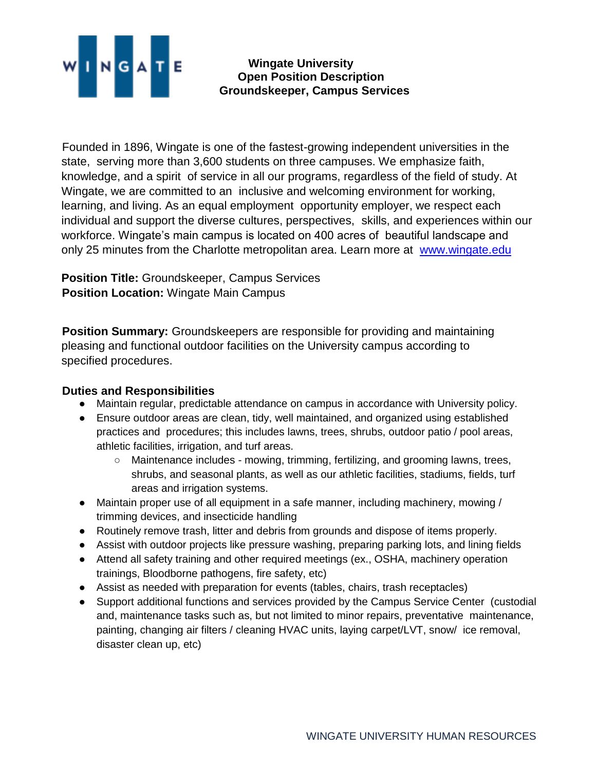**Wingate University**
**Open Position Description**
**Groundskeeper, Campus Services**

Founded in 1896, Wingate is one of the fastest-growing independent universities in the state, serving more than 3,600 students on three campuses. We emphasize faith, knowledge, and a spirit of service in all our programs, regardless of the field of study. At Wingate, we are committed to an inclusive and welcoming environment for working, learning, and living. As an equal employment opportunity employer, we respect each individual and support the diverse cultures, perspectives, skills, and experiences within our workforce. Wingate's main campus is located on 400 acres of beautiful landscape and only 25 minutes from the Charlotte metropolitan area. Learn more at [www.wingate.edu](http://www.wingate.edu)

**Position Title:** Groundskeeper, Campus Services
**Position Location:** Wingate Main Campus

**Position Summary:** Groundskeepers are responsible for providing and maintaining pleasing and functional outdoor facilities on the University campus according to specified procedures.

**Duties and Responsibilities**

- Maintain regular, predictable attendance on campus in accordance with University policy.
- Ensure outdoor areas are clean, tidy, well maintained, and organized using established practices and procedures; this includes lawns, trees, shrubs, outdoor patio / pool areas, athletic facilities, irrigation, and turf areas.
  - Maintenance includes - mowing, trimming, fertilizing, and grooming lawns, trees, shrubs, and seasonal plants, as well as our athletic facilities, stadiums, fields, turf areas and irrigation systems.
- Maintain proper use of all equipment in a safe manner, including machinery, mowing / trimming devices, and insecticide handling
- Routinely remove trash, litter and debris from grounds and dispose of items properly.
- Assist with outdoor projects like pressure washing, preparing parking lots, and lining fields
- Attend all safety training and other required meetings (ex., OSHA, machinery operation trainings, Bloodborne pathogens, fire safety, etc)
- Assist as needed with preparation for events (tables, chairs, trash receptacles)
- Support additional functions and services provided by the Campus Service Center (custodial and, maintenance tasks such as, but not limited to minor repairs, preventative maintenance, painting, changing air filters / cleaning HVAC units, laying carpet/LVT, snow/ ice removal, disaster clean up, etc)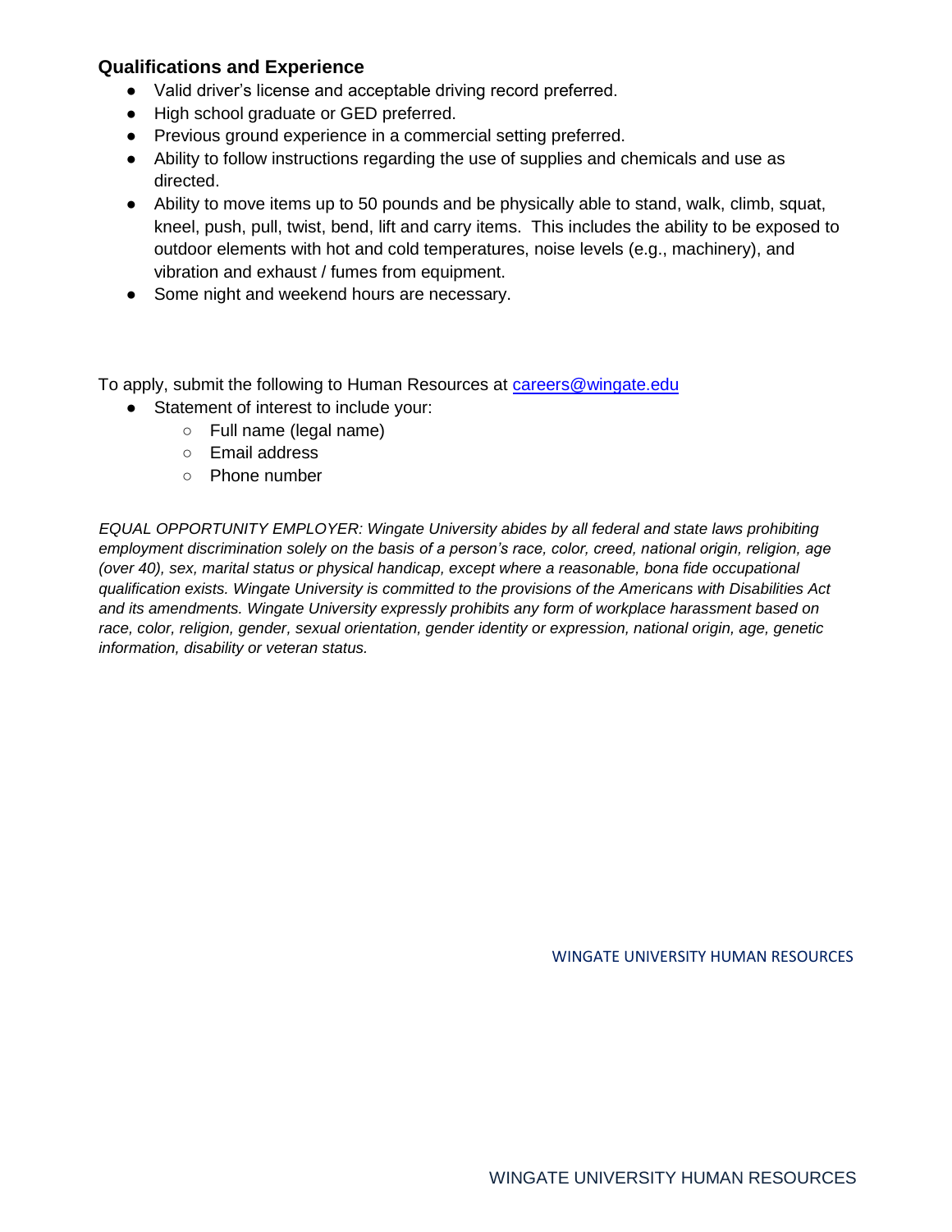### Qualifications and Experience

- Valid driver's license and acceptable driving record preferred.
- High school graduate or GED preferred.
- Previous ground experience in a commercial setting preferred.
- Ability to follow instructions regarding the use of supplies and chemicals and use as directed.
- Ability to move items up to 50 pounds and be physically able to stand, walk, climb, squat, kneel, push, pull, twist, bend, lift and carry items. This includes the ability to be exposed to outdoor elements with hot and cold temperatures, noise levels (e.g., machinery), and vibration and exhaust / fumes from equipment.
- Some night and weekend hours are necessary.

To apply, submit the following to Human Resources at [careers@wingate.edu](mailto:careers@wingate.edu)

- Statement of interest to include your:
    - Full name (legal name)
    - Email address
    - Phone number

*EQUAL OPPORTUNITY EMPLOYER: Wingate University abides by all federal and state laws prohibiting employment discrimination solely on the basis of a person's race, color, creed, national origin, religion, age (over 40), sex, marital status or physical handicap, except where a reasonable, bona fide occupational qualification exists. Wingate University is committed to the provisions of the Americans with Disabilities Act and its amendments. Wingate University expressly prohibits any form of workplace harassment based on race, color, religion, gender, sexual orientation, gender identity or expression, national origin, age, genetic information, disability or veteran status.*